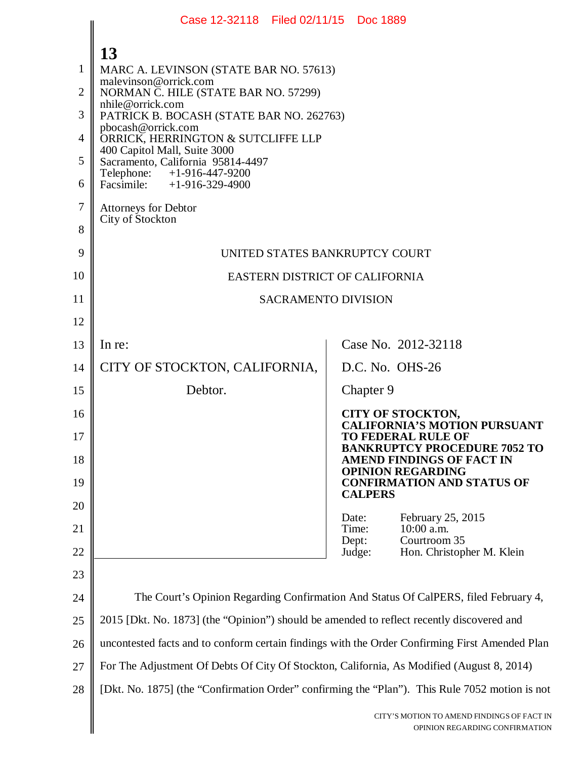MARC A. LEVINSON (STATE BAR NO. 57613)
malevinson@orrick.com
NORMAN C. HILE (STATE BAR NO. 57299)
nhile@orrick.com
PATRICK B. BOCASH (STATE BAR NO. 262763)
pbocash@orrick.com
ORRICK, HERRINGTON & SUTCLIFFE LLP
400 Capitol Mall, Suite 3000
Sacramento, California 95814-4497
Telephone: +1-916-447-9200
Facsimile: +1-916-329-4900

Attorneys for Debtor
City of Stockton

UNITED STATES BANKRUPTCY COURT

EASTERN DISTRICT OF CALIFORNIA

SACRAMENTO DIVISION

| | |
|---|---|
| In re:<br><br>CITY OF STOCKTON, CALIFORNIA,<br><br>Debtor. | Case No. 2012-32118<br><br>D.C. No. OHS-26<br><br>Chapter 9<br><br>**CITY OF STOCKTON, CALIFORNIA'S MOTION PURSUANT TO FEDERAL RULE OF BANKRUPTCY PROCEDURE 7052 TO AMEND FINDINGS OF FACT IN OPINION REGARDING CONFIRMATION AND STATUS OF CALPERS**<br><br>Date: February 25, 2015<br>Time: 10:00 a.m.<br>Dept: Courtroom 35<br>Judge: Hon. Christopher M. Klein |

The Court's Opinion Regarding Confirmation And Status Of CalPERS, filed February 4, 2015 [Dkt. No. 1873] (the "Opinion") should be amended to reflect recently discovered and uncontested facts and to conform certain findings with the Order Confirming First Amended Plan For The Adjustment Of Debts Of City Of Stockton, California, As Modified (August 8, 2014) [Dkt. No. 1875] (the "Confirmation Order" confirming the "Plan"). This Rule 7052 motion is not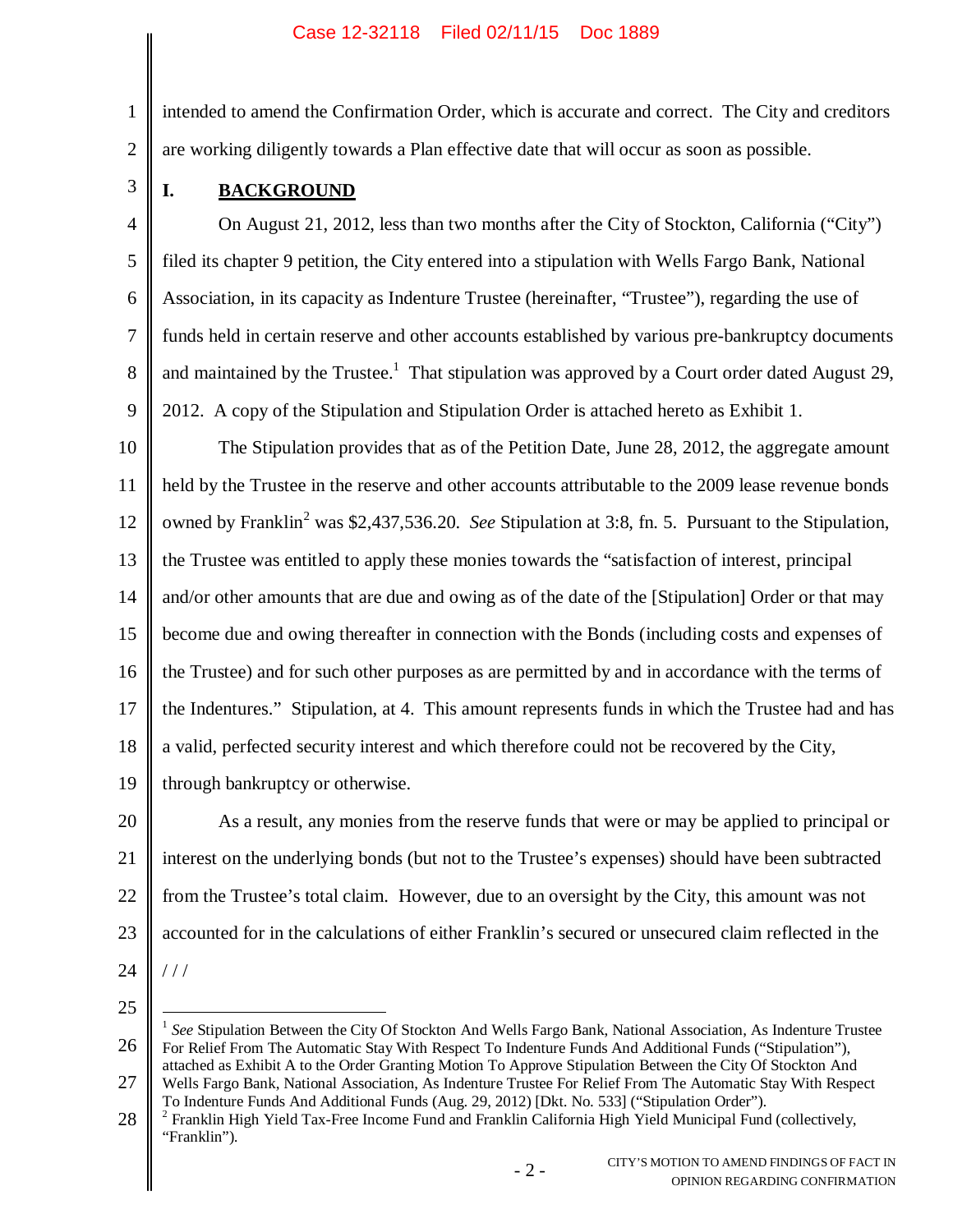intended to amend the Confirmation Order, which is accurate and correct. The City and creditors are working diligently towards a Plan effective date that will occur as soon as possible.

## I. BACKGROUND

On August 21, 2012, less than two months after the City of Stockton, California ("City") filed its chapter 9 petition, the City entered into a stipulation with Wells Fargo Bank, National Association, in its capacity as Indenture Trustee (hereinafter, "Trustee"), regarding the use of funds held in certain reserve and other accounts established by various pre-bankruptcy documents and maintained by the Trustee.[1] That stipulation was approved by a Court order dated August 29, 2012. A copy of the Stipulation and Stipulation Order is attached hereto as Exhibit 1.

The Stipulation provides that as of the Petition Date, June 28, 2012, the aggregate amount held by the Trustee in the reserve and other accounts attributable to the 2009 lease revenue bonds owned by Franklin[2] was $2,437,536.20. *See* Stipulation at 3:8, fn. 5. Pursuant to the Stipulation, the Trustee was entitled to apply these monies towards the "satisfaction of interest, principal and/or other amounts that are due and owing as of the date of the [Stipulation] Order or that may become due and owing thereafter in connection with the Bonds (including costs and expenses of the Trustee) and for such other purposes as are permitted by and in accordance with the terms of the Indentures." Stipulation, at 4. This amount represents funds in which the Trustee had and has a valid, perfected security interest and which therefore could not be recovered by the City, through bankruptcy or otherwise.

As a result, any monies from the reserve funds that were or may be applied to principal or interest on the underlying bonds (but not to the Trustee's expenses) should have been subtracted from the Trustee's total claim. However, due to an oversight by the City, this amount was not accounted for in the calculations of either Franklin's secured or unsecured claim reflected in the

/ / /

---

[1] *See* Stipulation Between the City Of Stockton And Wells Fargo Bank, National Association, As Indenture Trustee For Relief From The Automatic Stay With Respect To Indenture Funds And Additional Funds ("Stipulation"), attached as Exhibit A to the Order Granting Motion To Approve Stipulation Between the City Of Stockton And Wells Fargo Bank, National Association, As Indenture Trustee For Relief From The Automatic Stay With Respect To Indenture Funds And Additional Funds (Aug. 29, 2012) [Dkt. No. 533] ("Stipulation Order").

[2] Franklin High Yield Tax-Free Income Fund and Franklin California High Yield Municipal Fund (collectively, "Franklin").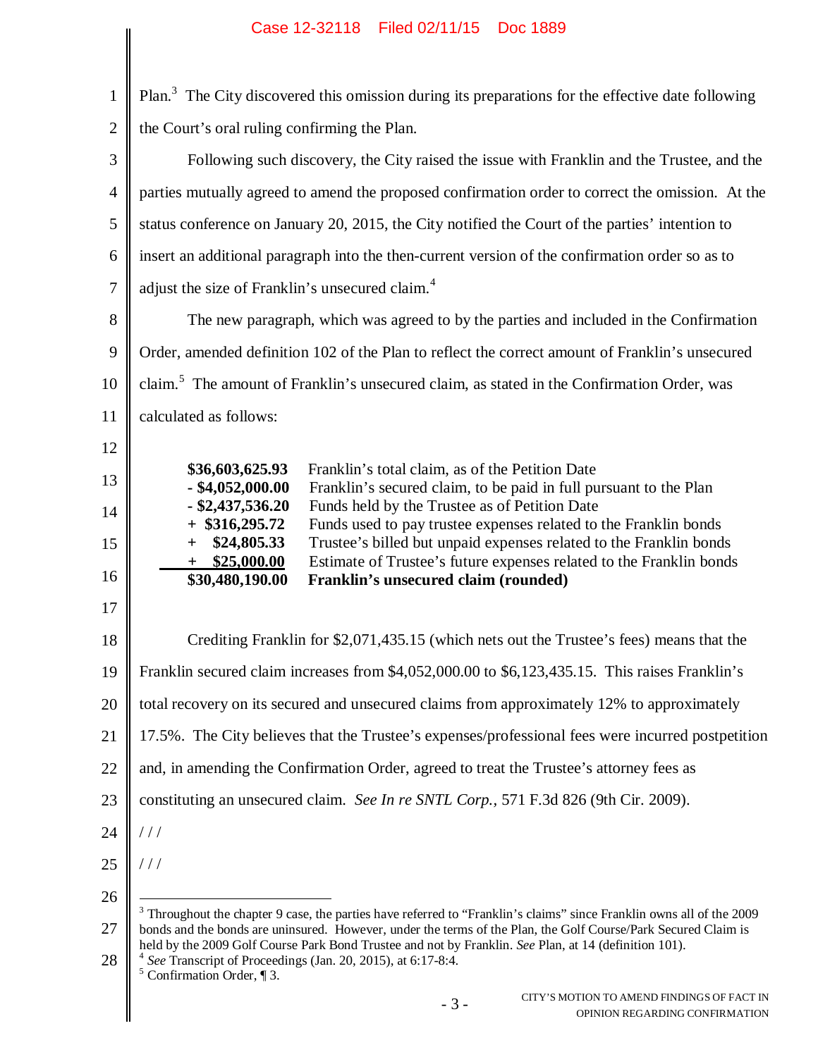Plan.[3] The City discovered this omission during its preparations for the effective date following the Court's oral ruling confirming the Plan.

Following such discovery, the City raised the issue with Franklin and the Trustee, and the parties mutually agreed to amend the proposed confirmation order to correct the omission. At the status conference on January 20, 2015, the City notified the Court of the parties' intention to insert an additional paragraph into the then-current version of the confirmation order so as to adjust the size of Franklin's unsecured claim.[4]

The new paragraph, which was agreed to by the parties and included in the Confirmation Order, amended definition 102 of the Plan to reflect the correct amount of Franklin's unsecured claim.[5] The amount of Franklin's unsecured claim, as stated in the Confirmation Order, was calculated as follows:

| | |
|---|---|
| **$36,603,625.93** | Franklin's total claim, as of the Petition Date |
| **- $4,052,000.00** | Franklin's secured claim, to be paid in full pursuant to the Plan |
| **- $2,437,536.20** | Funds held by the Trustee as of Petition Date |
| **+ $316,295.72** | Funds used to pay trustee expenses related to the Franklin bonds |
| **+ $24,805.33** | Trustee's billed but unpaid expenses related to the Franklin bonds |
| **+ $25,000.00** | Estimate of Trustee's future expenses related to the Franklin bonds |
| **$30,480,190.00** | **Franklin's unsecured claim (rounded)** |

Crediting Franklin for $2,071,435.15 (which nets out the Trustee's fees) means that the Franklin secured claim increases from $4,052,000.00 to $6,123,435.15. This raises Franklin's total recovery on its secured and unsecured claims from approximately 12% to approximately 17.5%. The City believes that the Trustee's expenses/professional fees were incurred postpetition and, in amending the Confirmation Order, agreed to treat the Trustee's attorney fees as constituting an unsecured claim. *See In re SNTL Corp.*, 571 F.3d 826 (9th Cir. 2009).

/ / /

/ / /

---

[3] Throughout the chapter 9 case, the parties have referred to "Franklin's claims" since Franklin owns all of the 2009 bonds and the bonds are uninsured. However, under the terms of the Plan, the Golf Course/Park Secured Claim is held by the 2009 Golf Course Park Bond Trustee and not by Franklin. *See* Plan, at 14 (definition 101).

[4] *See* Transcript of Proceedings (Jan. 20, 2015), at 6:17-8:4.

[5] Confirmation Order, ¶ 3.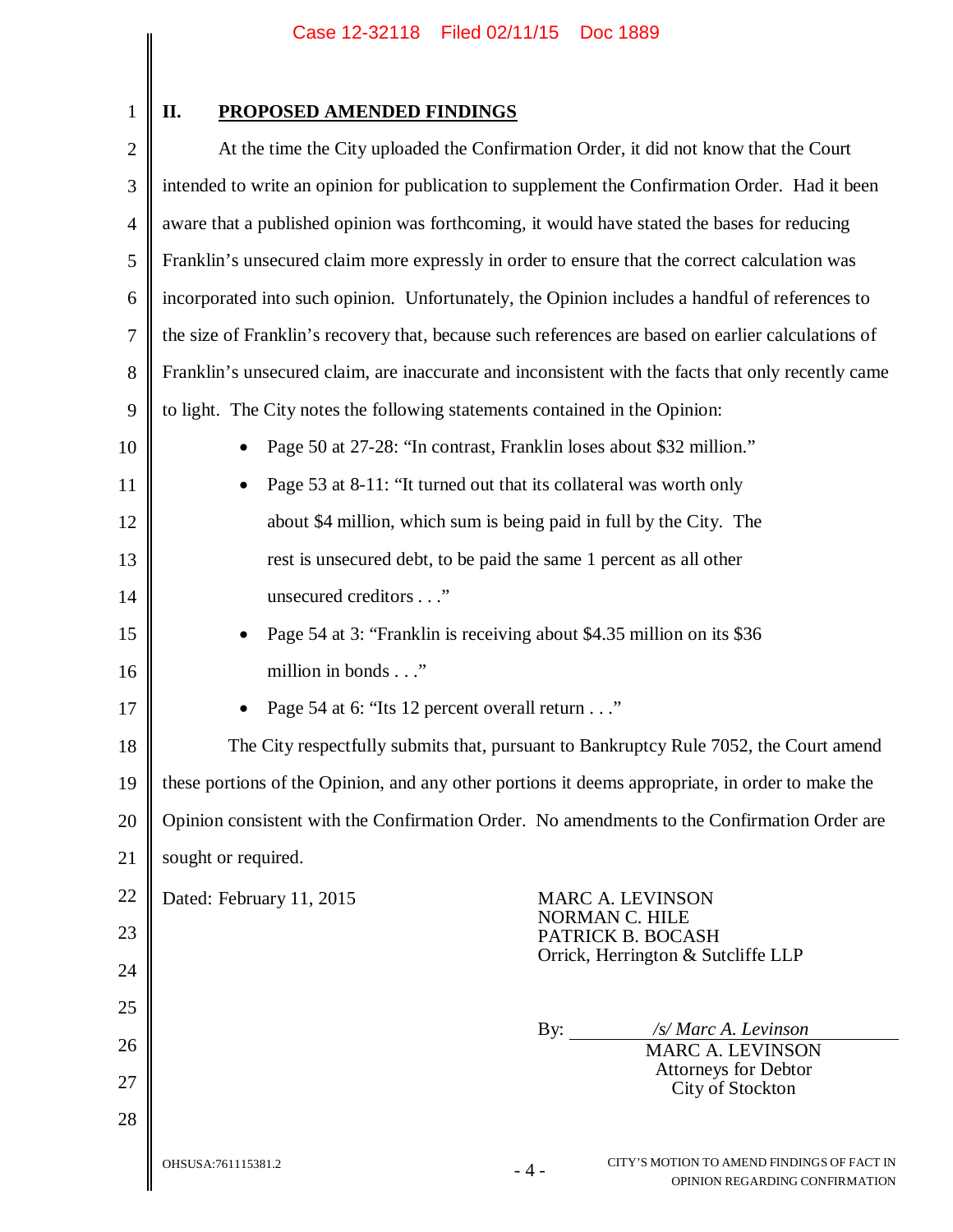## II. PROPOSED AMENDED FINDINGS

At the time the City uploaded the Confirmation Order, it did not know that the Court intended to write an opinion for publication to supplement the Confirmation Order. Had it been aware that a published opinion was forthcoming, it would have stated the bases for reducing Franklin's unsecured claim more expressly in order to ensure that the correct calculation was incorporated into such opinion. Unfortunately, the Opinion includes a handful of references to the size of Franklin's recovery that, because such references are based on earlier calculations of Franklin's unsecured claim, are inaccurate and inconsistent with the facts that only recently came to light. The City notes the following statements contained in the Opinion:

- Page 50 at 27-28: "In contrast, Franklin loses about $32 million."
- Page 53 at 8-11: "It turned out that its collateral was worth only about $4 million, which sum is being paid in full by the City. The rest is unsecured debt, to be paid the same 1 percent as all other unsecured creditors . . ."
- Page 54 at 3: "Franklin is receiving about $4.35 million on its $36 million in bonds . . ."
- Page 54 at 6: "Its 12 percent overall return . . ."

The City respectfully submits that, pursuant to Bankruptcy Rule 7052, the Court amend these portions of the Opinion, and any other portions it deems appropriate, in order to make the Opinion consistent with the Confirmation Order. No amendments to the Confirmation Order are sought or required.

Dated: February 11, 2015

MARC A. LEVINSON
NORMAN C. HILE
PATRICK B. BOCASH
Orrick, Herrington & Sutcliffe LLP

By: */s/ Marc A. Levinson*
MARC A. LEVINSON
Attorneys for Debtor
City of Stockton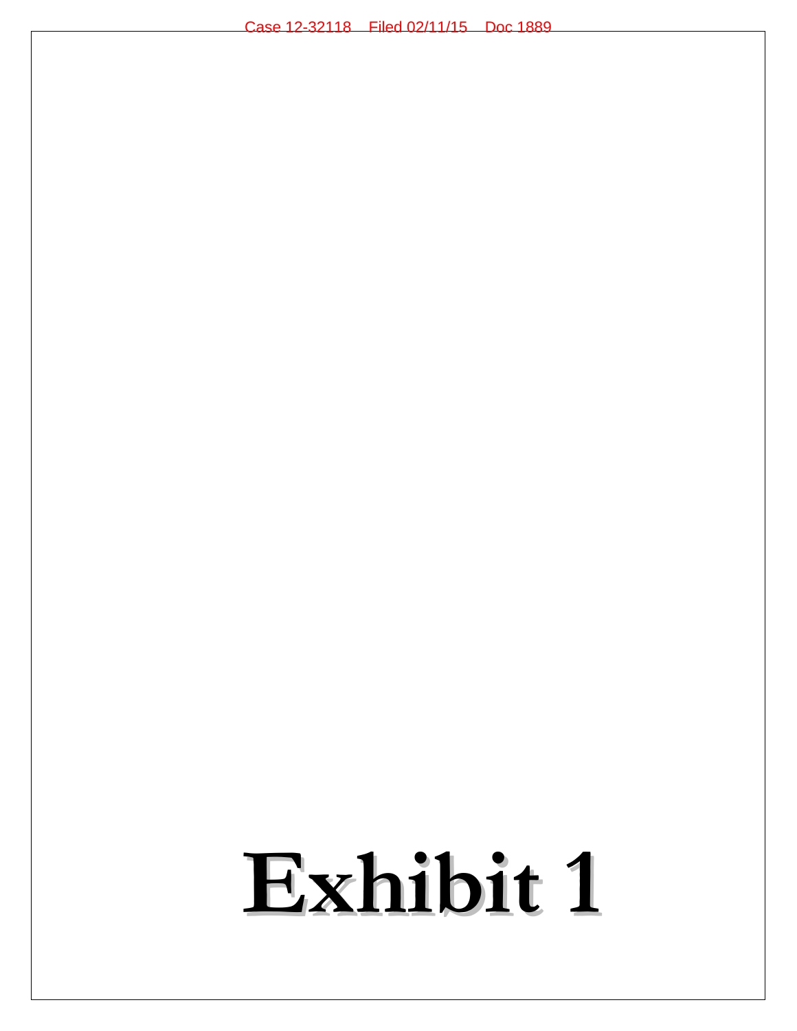# Exhibit 1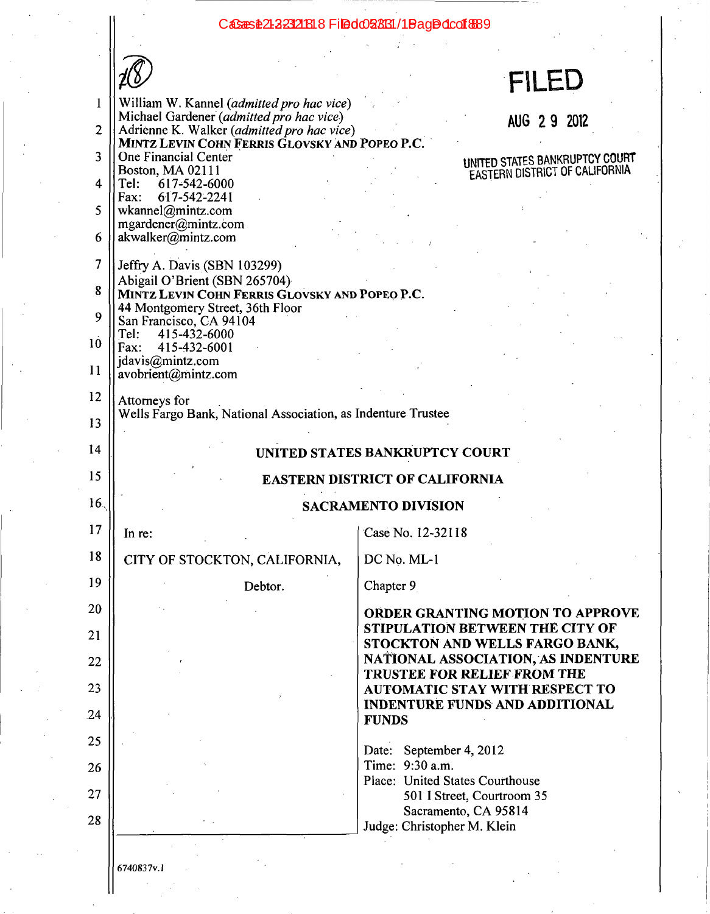William W. Kannel (*admitted pro hac vice*)
Michael Gardener (*admitted pro hac vice*)
Adrienne K. Walker (*admitted pro hac vice*)
**MINTZ LEVIN COHN FERRIS GLOVSKY AND POPEO P.C.**
One Financial Center
Boston, MA 02111
Tel: 617-542-6000
Fax: 617-542-2241
wkannel@mintz.com
mgardener@mintz.com
akwalker@mintz.com

**FILED**

AUG 29 2012

UNITED STATES BANKRUPTCY COURT
EASTERN DISTRICT OF CALIFORNIA

Jeffry A. Davis (SBN 103299)
Abigail O'Brient (SBN 265704)
**MINTZ LEVIN COHN FERRIS GLOVSKY AND POPEO P.C.**
44 Montgomery Street, 36th Floor
San Francisco, CA 94104
Tel: 415-432-6000
Fax: 415-432-6001
jdavis@mintz.com
avobrient@mintz.com

Attorneys for
Wells Fargo Bank, National Association, as Indenture Trustee

**UNITED STATES BANKRUPTCY COURT**

**EASTERN DISTRICT OF CALIFORNIA**

**SACRAMENTO DIVISION**

| | |
|---|---|
| In re:<br><br>CITY OF STOCKTON, CALIFORNIA,<br><br>Debtor. | Case No. 12-32118<br><br>DC No. ML-1<br><br>Chapter 9<br><br>**ORDER GRANTING MOTION TO APPROVE STIPULATION BETWEEN THE CITY OF STOCKTON AND WELLS FARGO BANK, NATIONAL ASSOCIATION, AS INDENTURE TRUSTEE FOR RELIEF FROM THE AUTOMATIC STAY WITH RESPECT TO INDENTURE FUNDS AND ADDITIONAL FUNDS**<br><br>Date: September 4, 2012<br>Time: 9:30 a.m.<br>Place: United States Courthouse<br>501 I Street, Courtroom 35<br>Sacramento, CA 95814<br>Judge: Christopher M. Klein |

6740837v.1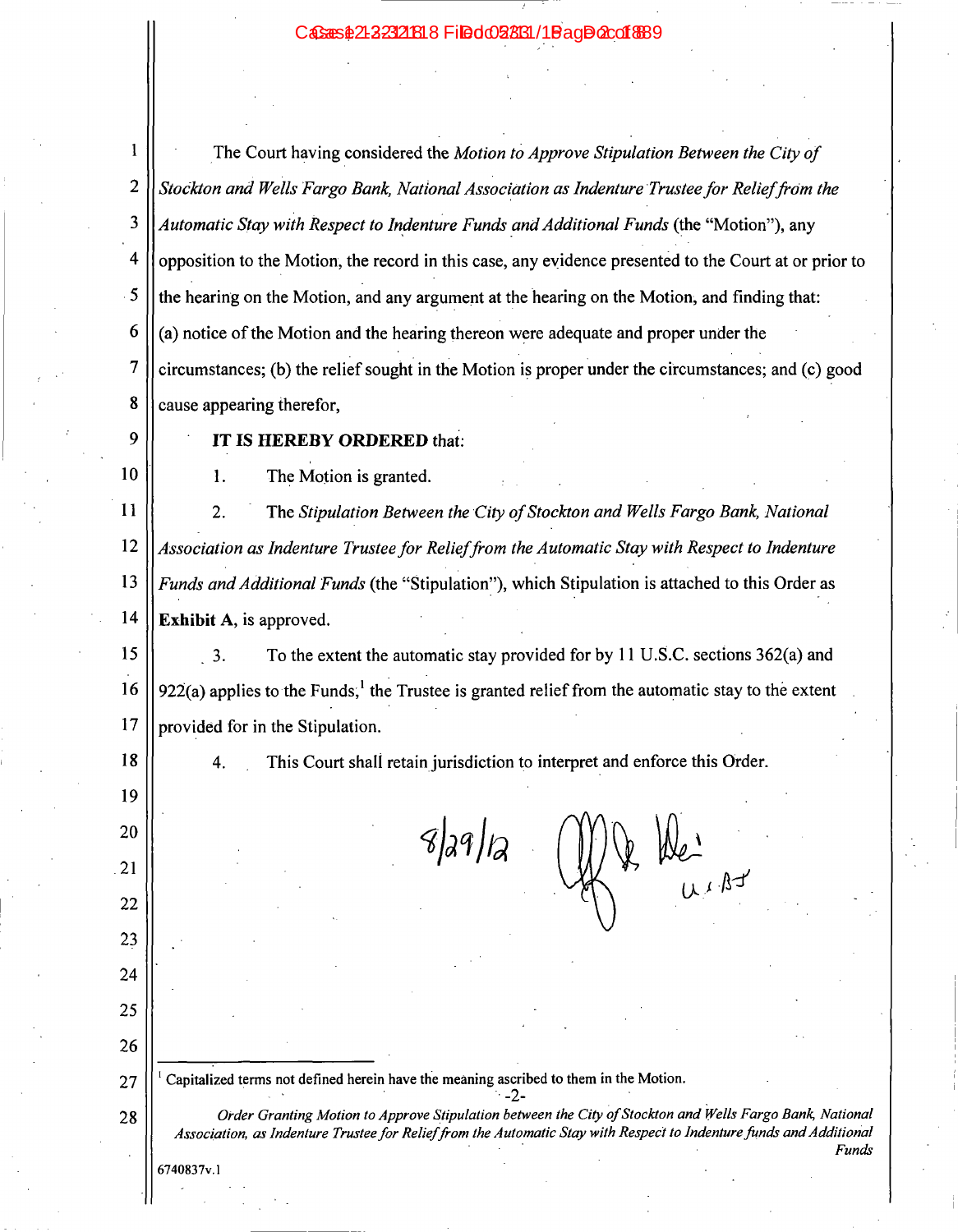The Court having considered the *Motion to Approve Stipulation Between the City of Stockton and Wells Fargo Bank, National Association as Indenture Trustee for Relief from the Automatic Stay with Respect to Indenture Funds and Additional Funds* (the "Motion"), any opposition to the Motion, the record in this case, any evidence presented to the Court at or prior to the hearing on the Motion, and any argument at the hearing on the Motion, and finding that: (a) notice of the Motion and the hearing thereon were adequate and proper under the circumstances; (b) the relief sought in the Motion is proper under the circumstances; and (c) good cause appearing therefor,

**IT IS HEREBY ORDERED** that:

1. The Motion is granted.

2. The *Stipulation Between the City of Stockton and Wells Fargo Bank, National Association as Indenture Trustee for Relief from the Automatic Stay with Respect to Indenture Funds and Additional Funds* (the "Stipulation"), which Stipulation is attached to this Order as **Exhibit A**, is approved.

3. To the extent the automatic stay provided for by 11 U.S.C. sections 362(a) and 922(a) applies to the Funds,[1] the Trustee is granted relief from the automatic stay to the extent provided for in the Stipulation.

4. This Court shall retain jurisdiction to interpret and enforce this Order.

8/29/12 [signature] U.S.BJ

[1] Capitalized terms not defined herein have the meaning ascribed to them in the Motion.

*Order Granting Motion to Approve Stipulation between the City of Stockton and Wells Fargo Bank, National Association, as Indenture Trustee for Relief from the Automatic Stay with Respect to Indenture funds and Additional Funds*

6740837v.1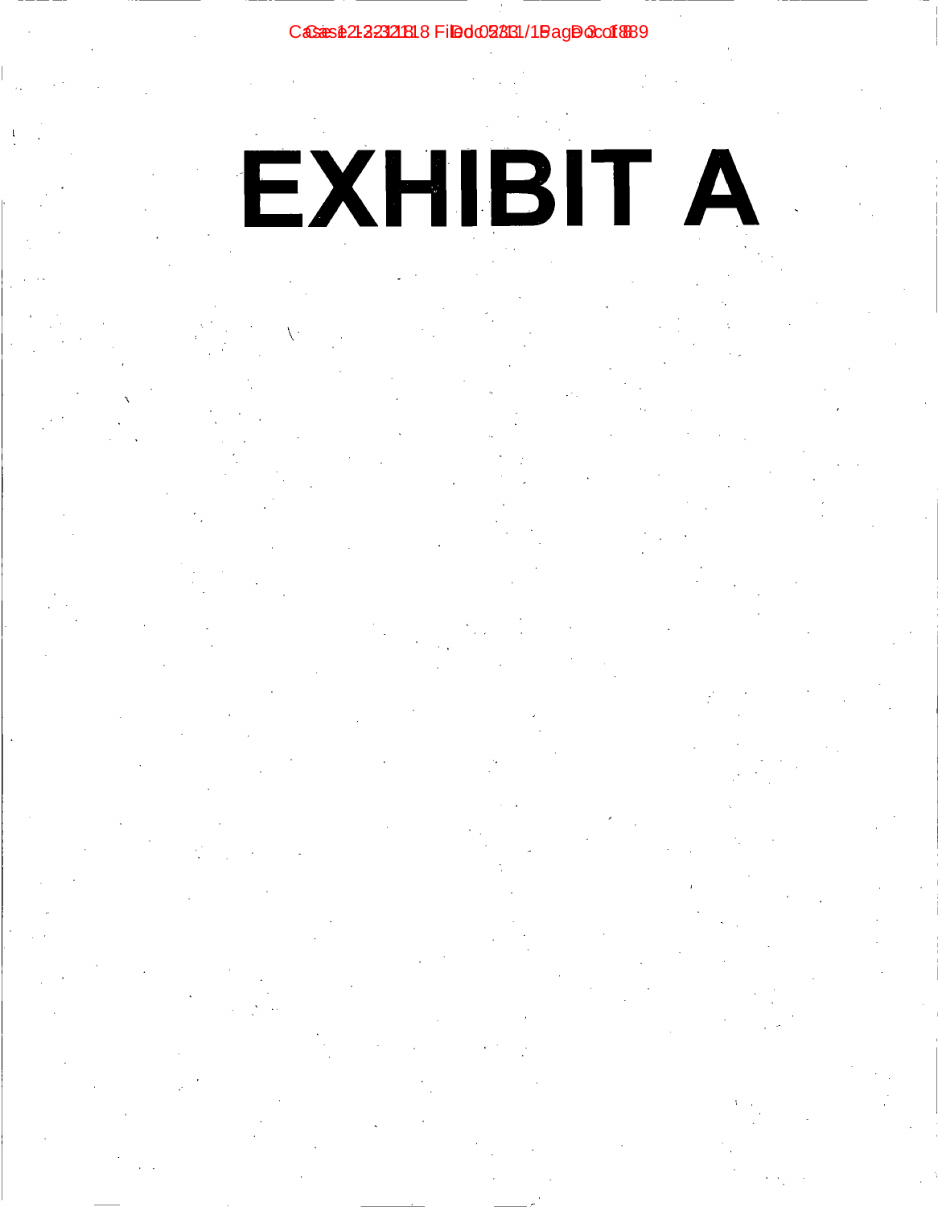# EXHIBIT A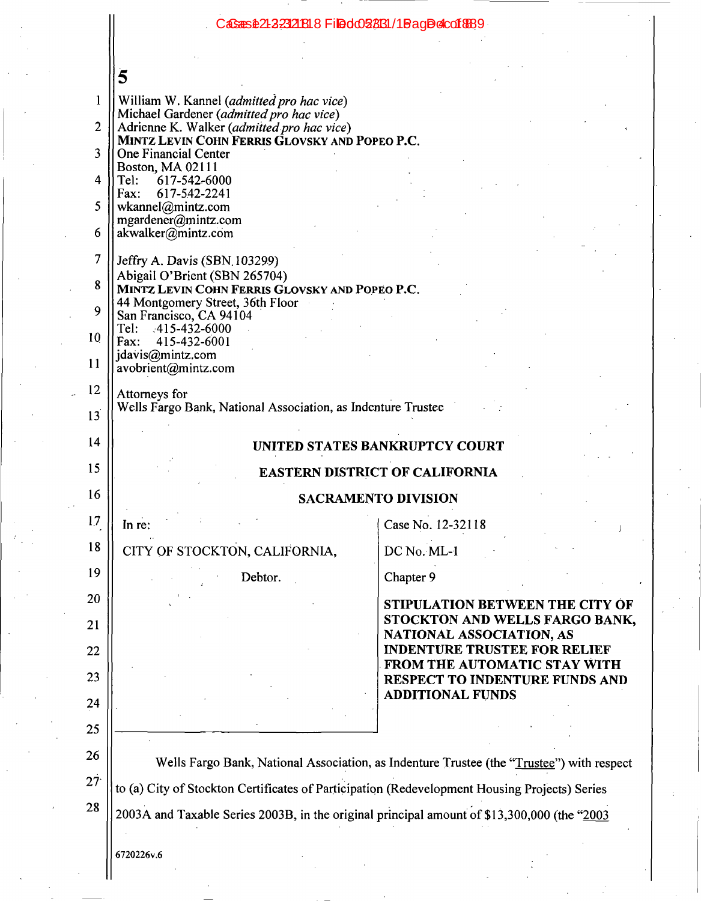5

William W. Kannel (*admitted pro hac vice*)
Michael Gardener (*admitted pro hac vice*)
Adrienne K. Walker (*admitted pro hac vice*)
**MINTZ LEVIN COHN FERRIS GLOVSKY AND POPEO P.C.**
One Financial Center
Boston, MA 02111
Tel: 617-542-6000
Fax: 617-542-2241
wkannel@mintz.com
mgardener@mintz.com
akwalker@mintz.com

Jeffry A. Davis (SBN 103299)
Abigail O'Brient (SBN 265704)
**MINTZ LEVIN COHN FERRIS GLOVSKY AND POPEO P.C.**
44 Montgomery Street, 36th Floor
San Francisco, CA 94104
Tel: 415-432-6000
Fax: 415-432-6001
jdavis@mintz.com
avobrient@mintz.com

Attorneys for
Wells Fargo Bank, National Association, as Indenture Trustee

**UNITED STATES BANKRUPTCY COURT**

**EASTERN DISTRICT OF CALIFORNIA**

**SACRAMENTO DIVISION**

| | |
|---|---|
| In re:<br><br>CITY OF STOCKTON, CALIFORNIA,<br><br>Debtor. | Case No. 12-32118<br><br>DC No. ML-1<br><br>Chapter 9<br><br>**STIPULATION BETWEEN THE CITY OF STOCKTON AND WELLS FARGO BANK, NATIONAL ASSOCIATION, AS INDENTURE TRUSTEE FOR RELIEF FROM THE AUTOMATIC STAY WITH RESPECT TO INDENTURE FUNDS AND ADDITIONAL FUNDS** |

Wells Fargo Bank, National Association, as Indenture Trustee (the "Trustee") with respect to (a) City of Stockton Certificates of Participation (Redevelopment Housing Projects) Series 2003A and Taxable Series 2003B, in the original principal amount of $13,300,000 (the "2003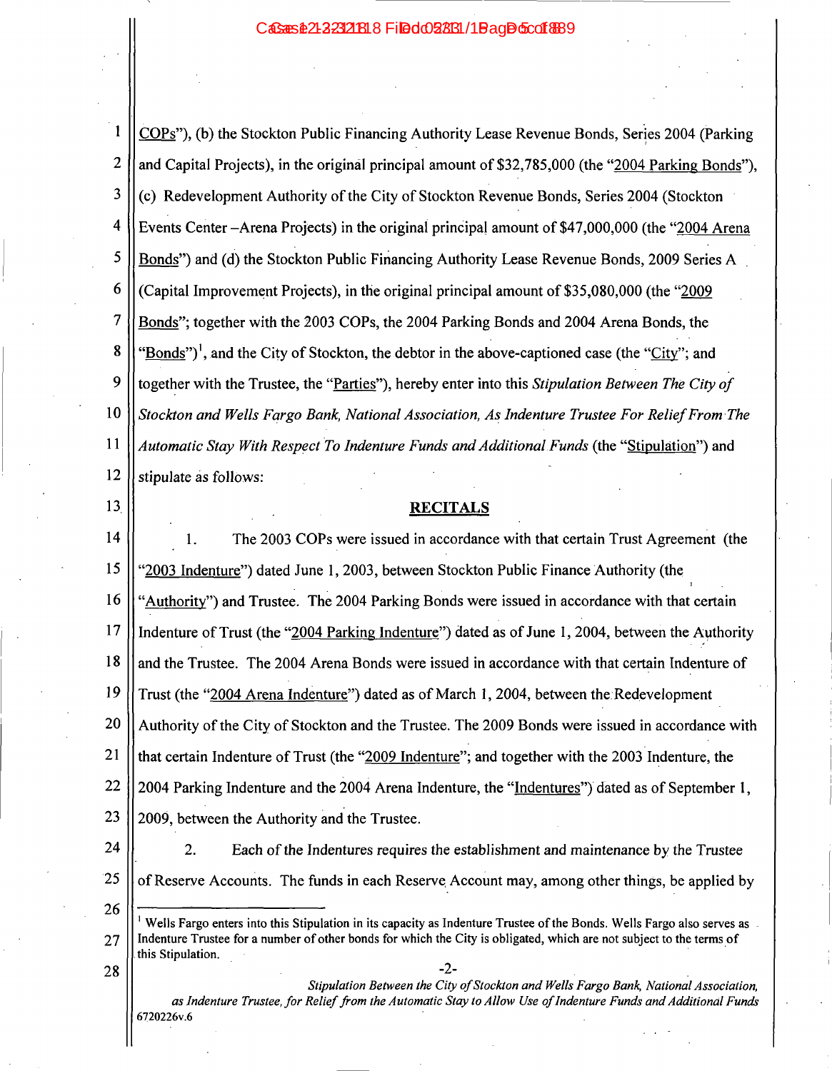COPs"), (b) the Stockton Public Financing Authority Lease Revenue Bonds, Series 2004 (Parking and Capital Projects), in the original principal amount of $32,785,000 (the "2004 Parking Bonds"), (c) Redevelopment Authority of the City of Stockton Revenue Bonds, Series 2004 (Stockton Events Center –Arena Projects) in the original principal amount of $47,000,000 (the "2004 Arena Bonds") and (d) the Stockton Public Financing Authority Lease Revenue Bonds, 2009 Series A (Capital Improvement Projects), in the original principal amount of $35,080,000 (the "2009 Bonds"; together with the 2003 COPs, the 2004 Parking Bonds and 2004 Arena Bonds, the "Bonds")[1], and the City of Stockton, the debtor in the above-captioned case (the "City"; and together with the Trustee, the "Parties"), hereby enter into this *Stipulation Between The City of Stockton and Wells Fargo Bank, National Association, As Indenture Trustee For Relief From The Automatic Stay With Respect To Indenture Funds and Additional Funds* (the "Stipulation") and stipulate as follows:

## RECITALS

1. The 2003 COPs were issued in accordance with that certain Trust Agreement (the "2003 Indenture") dated June 1, 2003, between Stockton Public Finance Authority (the "Authority") and Trustee. The 2004 Parking Bonds were issued in accordance with that certain Indenture of Trust (the "2004 Parking Indenture") dated as of June 1, 2004, between the Authority and the Trustee. The 2004 Arena Bonds were issued in accordance with that certain Indenture of Trust (the "2004 Arena Indenture") dated as of March 1, 2004, between the Redevelopment Authority of the City of Stockton and the Trustee. The 2009 Bonds were issued in accordance with that certain Indenture of Trust (the "2009 Indenture"; and together with the 2003 Indenture, the 2004 Parking Indenture and the 2004 Arena Indenture, the "Indentures") dated as of September 1, 2009, between the Authority and the Trustee.

2. Each of the Indentures requires the establishment and maintenance by the Trustee of Reserve Accounts. The funds in each Reserve Account may, among other things, be applied by

---

[1] Wells Fargo enters into this Stipulation in its capacity as Indenture Trustee of the Bonds. Wells Fargo also serves as Indenture Trustee for a number of other bonds for which the City is obligated, which are not subject to the terms of this Stipulation.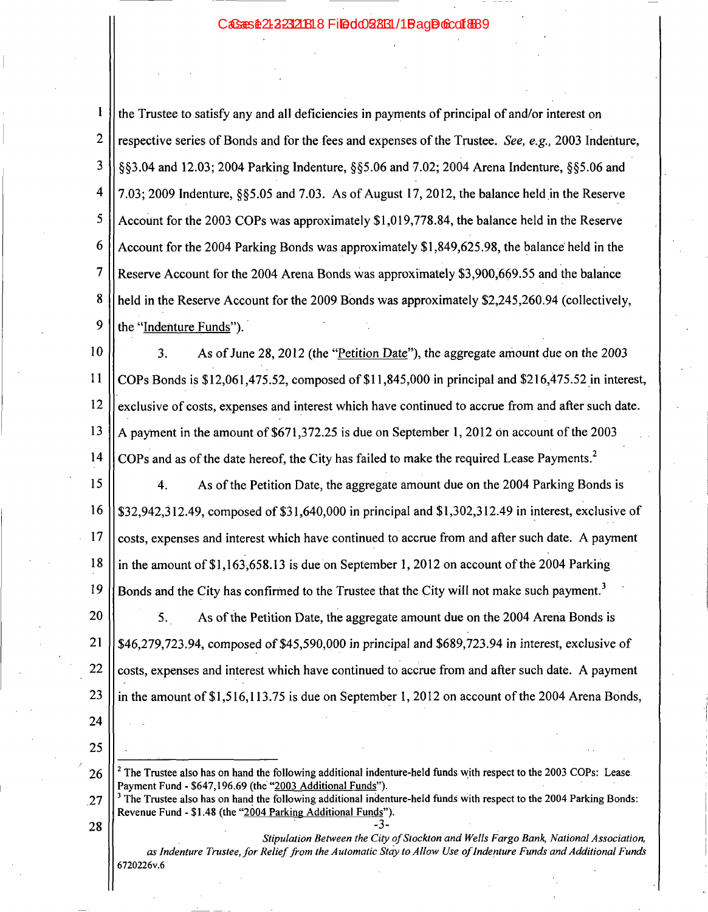the Trustee to satisfy any and all deficiencies in payments of principal of and/or interest on respective series of Bonds and for the fees and expenses of the Trustee. *See, e.g.,* 2003 Indenture, §§3.04 and 12.03; 2004 Parking Indenture, §§5.06 and 7.02; 2004 Arena Indenture, §§5.06 and 7.03; 2009 Indenture, §§5.05 and 7.03. As of August 17, 2012, the balance held in the Reserve Account for the 2003 COPs was approximately $1,019,778.84, the balance held in the Reserve Account for the 2004 Parking Bonds was approximately $1,849,625.98, the balance held in the Reserve Account for the 2004 Arena Bonds was approximately $3,900,669.55 and the balance held in the Reserve Account for the 2009 Bonds was approximately $2,245,260.94 (collectively, the "Indenture Funds").

3. As of June 28, 2012 (the "Petition Date"), the aggregate amount due on the 2003 COPs Bonds is $12,061,475.52, composed of $11,845,000 in principal and $216,475.52 in interest, exclusive of costs, expenses and interest which have continued to accrue from and after such date. A payment in the amount of $671,372.25 is due on September 1, 2012 on account of the 2003 COPs and as of the date hereof, the City has failed to make the required Lease Payments.[2]

4. As of the Petition Date, the aggregate amount due on the 2004 Parking Bonds is $32,942,312.49, composed of $31,640,000 in principal and $1,302,312.49 in interest, exclusive of costs, expenses and interest which have continued to accrue from and after such date. A payment in the amount of $1,163,658.13 is due on September 1, 2012 on account of the 2004 Parking Bonds and the City has confirmed to the Trustee that the City will not make such payment.[3]

5. As of the Petition Date, the aggregate amount due on the 2004 Arena Bonds is $46,279,723.94, composed of $45,590,000 in principal and $689,723.94 in interest, exclusive of costs, expenses and interest which have continued to accrue from and after such date. A payment in the amount of $1,516,113.75 is due on September 1, 2012 on account of the 2004 Arena Bonds,

---

[2] The Trustee also has on hand the following additional indenture-held funds with respect to the 2003 COPs: Lease Payment Fund - $647,196.69 (the "2003 Additional Funds").

[3] The Trustee also has on hand the following additional indenture-held funds with respect to the 2004 Parking Bonds: Revenue Fund - $1.48 (the "2004 Parking Additional Funds").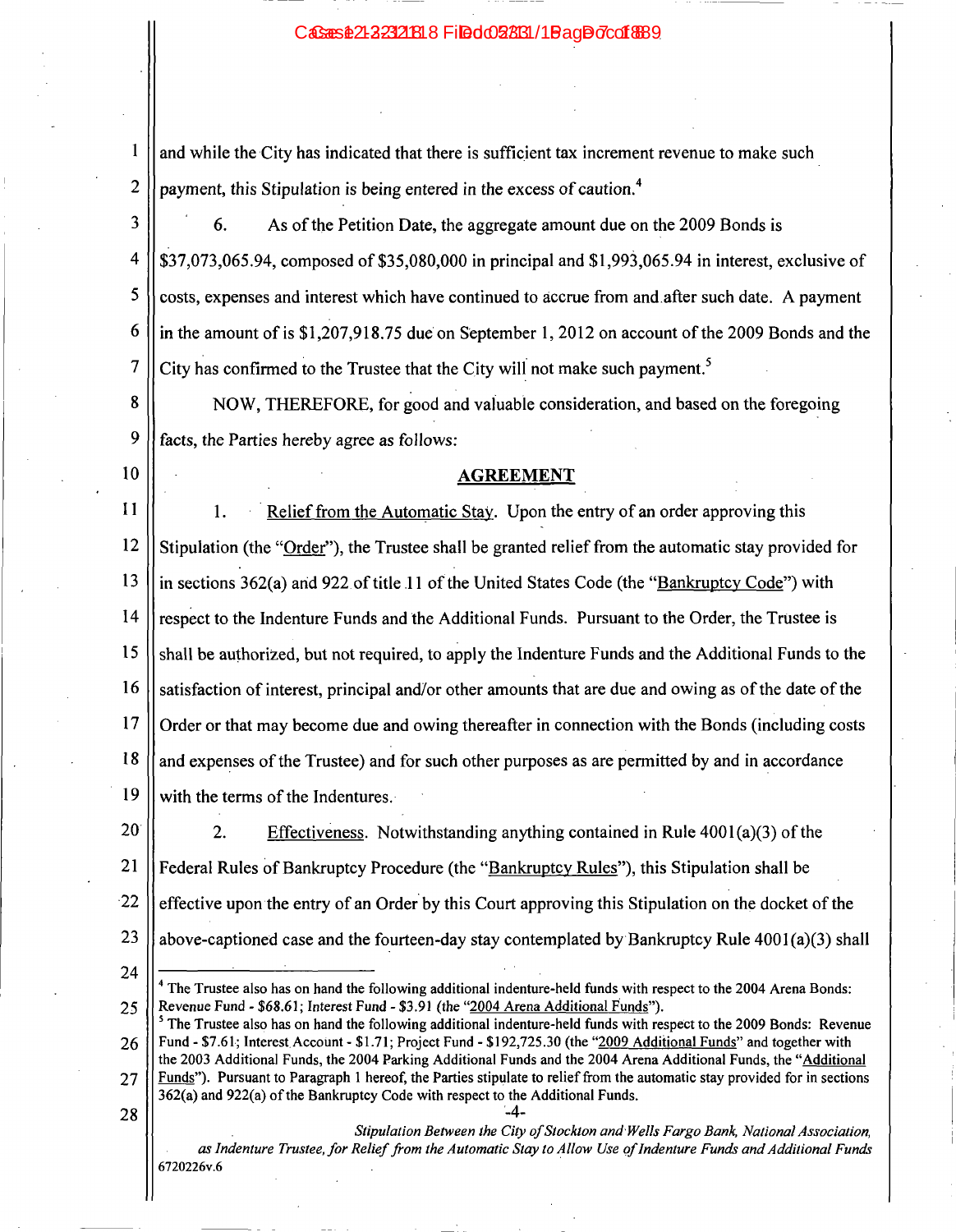and while the City has indicated that there is sufficient tax increment revenue to make such payment, this Stipulation is being entered in the excess of caution.[4]

6. As of the Petition Date, the aggregate amount due on the 2009 Bonds is $37,073,065.94, composed of $35,080,000 in principal and $1,993,065.94 in interest, exclusive of costs, expenses and interest which have continued to accrue from and after such date. A payment in the amount of is $1,207,918.75 due on September 1, 2012 on account of the 2009 Bonds and the City has confirmed to the Trustee that the City will not make such payment.[5]

NOW, THEREFORE, for good and valuable consideration, and based on the foregoing facts, the Parties hereby agree as follows:

## AGREEMENT

1. Relief from the Automatic Stay. Upon the entry of an order approving this Stipulation (the "Order"), the Trustee shall be granted relief from the automatic stay provided for in sections 362(a) and 922 of title 11 of the United States Code (the "Bankruptcy Code") with respect to the Indenture Funds and the Additional Funds. Pursuant to the Order, the Trustee is shall be authorized, but not required, to apply the Indenture Funds and the Additional Funds to the satisfaction of interest, principal and/or other amounts that are due and owing as of the date of the Order or that may become due and owing thereafter in connection with the Bonds (including costs and expenses of the Trustee) and for such other purposes as are permitted by and in accordance with the terms of the Indentures.

2. Effectiveness. Notwithstanding anything contained in Rule 4001(a)(3) of the Federal Rules of Bankruptcy Procedure (the "Bankruptcy Rules"), this Stipulation shall be effective upon the entry of an Order by this Court approving this Stipulation on the docket of the above-captioned case and the fourteen-day stay contemplated by Bankruptcy Rule 4001(a)(3) shall

---

[4] The Trustee also has on hand the following additional indenture-held funds with respect to the 2004 Arena Bonds: Revenue Fund - $68.61; Interest Fund - $3.91 (the "2004 Arena Additional Funds").

[5] The Trustee also has on hand the following additional indenture-held funds with respect to the 2009 Bonds: Revenue Fund - $7.61; Interest Account - $1.71; Project Fund - $192,725.30 (the "2009 Additional Funds" and together with the 2003 Additional Funds, the 2004 Parking Additional Funds and the 2004 Arena Additional Funds, the "Additional Funds"). Pursuant to Paragraph 1 hereof, the Parties stipulate to relief from the automatic stay provided for in sections 362(a) and 922(a) of the Bankruptcy Code with respect to the Additional Funds.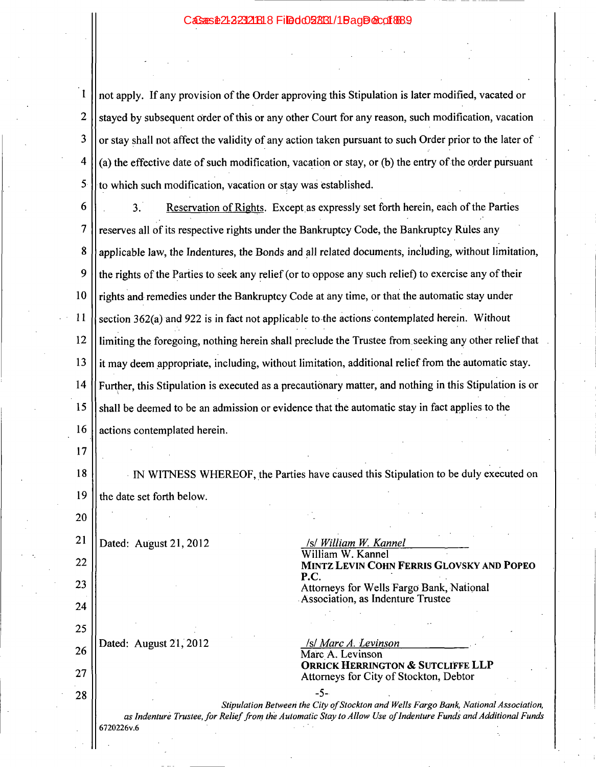not apply. If any provision of the Order approving this Stipulation is later modified, vacated or stayed by subsequent order of this or any other Court for any reason, such modification, vacation or stay shall not affect the validity of any action taken pursuant to such Order prior to the later of (a) the effective date of such modification, vacation or stay, or (b) the entry of the order pursuant to which such modification, vacation or stay was established.

3. Reservation of Rights. Except as expressly set forth herein, each of the Parties reserves all of its respective rights under the Bankruptcy Code, the Bankruptcy Rules any applicable law, the Indentures, the Bonds and all related documents, including, without limitation, the rights of the Parties to seek any relief (or to oppose any such relief) to exercise any of their rights and remedies under the Bankruptcy Code at any time, or that the automatic stay under section 362(a) and 922 is in fact not applicable to the actions contemplated herein. Without limiting the foregoing, nothing herein shall preclude the Trustee from seeking any other relief that it may deem appropriate, including, without limitation, additional relief from the automatic stay. Further, this Stipulation is executed as a precautionary matter, and nothing in this Stipulation is or shall be deemed to be an admission or evidence that the automatic stay in fact applies to the actions contemplated herein.

IN WITNESS WHEREOF, the Parties have caused this Stipulation to be duly executed on the date set forth below.

Dated: August 21, 2012

/s/ *William W. Kannel*
William W. Kannel
**MINTZ LEVIN COHN FERRIS GLOVSKY AND POPEO P.C.**
Attorneys for Wells Fargo Bank, National Association, as Indenture Trustee

Dated: August 21, 2012

/s/ *Marc A. Levinson*
Marc A. Levinson
**ORRICK HERRINGTON & SUTCLIFFE LLP**
Attorneys for City of Stockton, Debtor

*Stipulation Between the City of Stockton and Wells Fargo Bank, National Association, as Indenture Trustee, for Relief from the Automatic Stay to Allow Use of Indenture Funds and Additional Funds*

6720226v.6